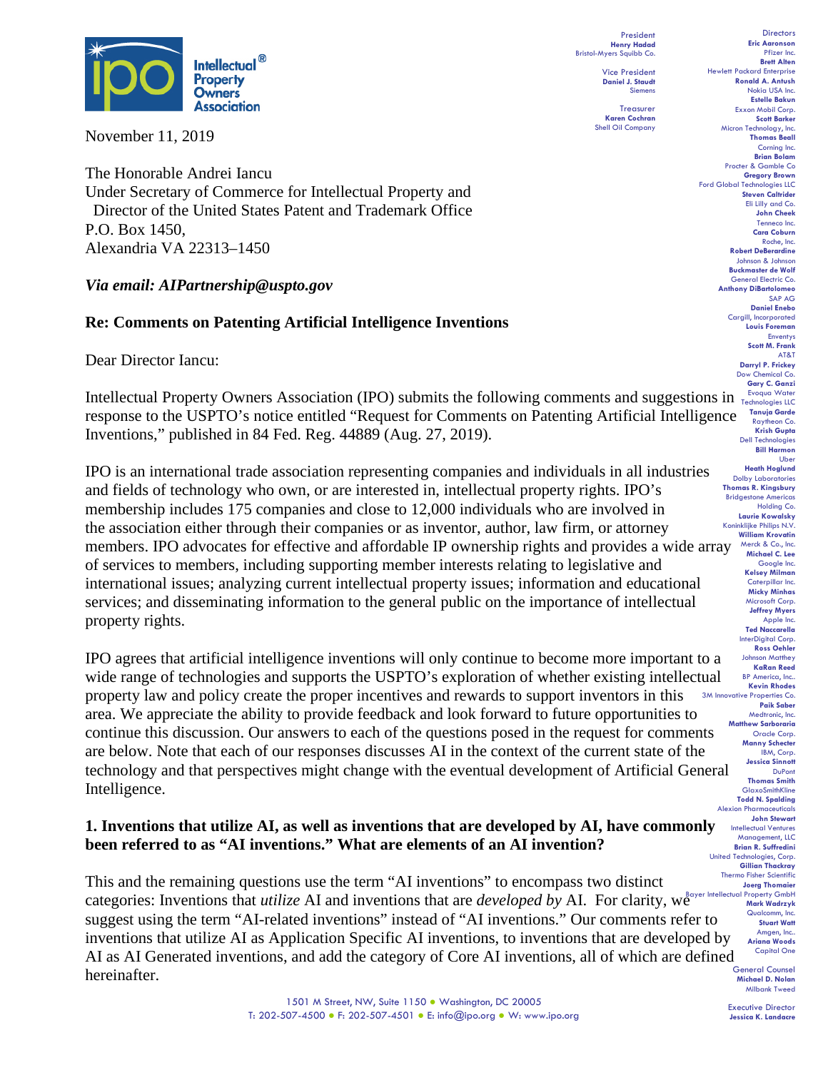November 11, 2019

The Honorable Andrei Iancu
Under Secretary of Commerce for Intellectual Property and
Director of the United States Patent and Trademark Office
P.O. Box 1450,
Alexandria VA 22313–1450

*Via email: AIPartnership@uspto.gov*

**Re: Comments on Patenting Artificial Intelligence Inventions**

Dear Director Iancu:

Intellectual Property Owners Association (IPO) submits the following comments and suggestions in response to the USPTO's notice entitled "Request for Comments on Patenting Artificial Intelligence Inventions," published in 84 Fed. Reg. 44889 (Aug. 27, 2019).

IPO is an international trade association representing companies and individuals in all industries and fields of technology who own, or are interested in, intellectual property rights. IPO's membership includes 175 companies and close to 12,000 individuals who are involved in the association either through their companies or as inventor, author, law firm, or attorney members. IPO advocates for effective and affordable IP ownership rights and provides a wide array of services to members, including supporting member interests relating to legislative and international issues; analyzing current intellectual property issues; information and educational services; and disseminating information to the general public on the importance of intellectual property rights.

IPO agrees that artificial intelligence inventions will only continue to become more important to a wide range of technologies and supports the USPTO's exploration of whether existing intellectual property law and policy create the proper incentives and rewards to support inventors in this area. We appreciate the ability to provide feedback and look forward to future opportunities to continue this discussion. Our answers to each of the questions posed in the request for comments are below. Note that each of our responses discusses AI in the context of the current state of the technology and that perspectives might change with the eventual development of Artificial General Intelligence.

**1. Inventions that utilize AI, as well as inventions that are developed by AI, have commonly been referred to as "AI inventions." What are elements of an AI invention?**

This and the remaining questions use the term "AI inventions" to encompass two distinct categories: Inventions that *utilize* AI and inventions that are *developed by* AI. For clarity, we suggest using the term "AI-related inventions" instead of "AI inventions." Our comments refer to inventions that utilize AI as Application Specific AI inventions, to inventions that are developed by AI as AI Generated inventions, and add the category of Core AI inventions, all of which are defined hereinafter.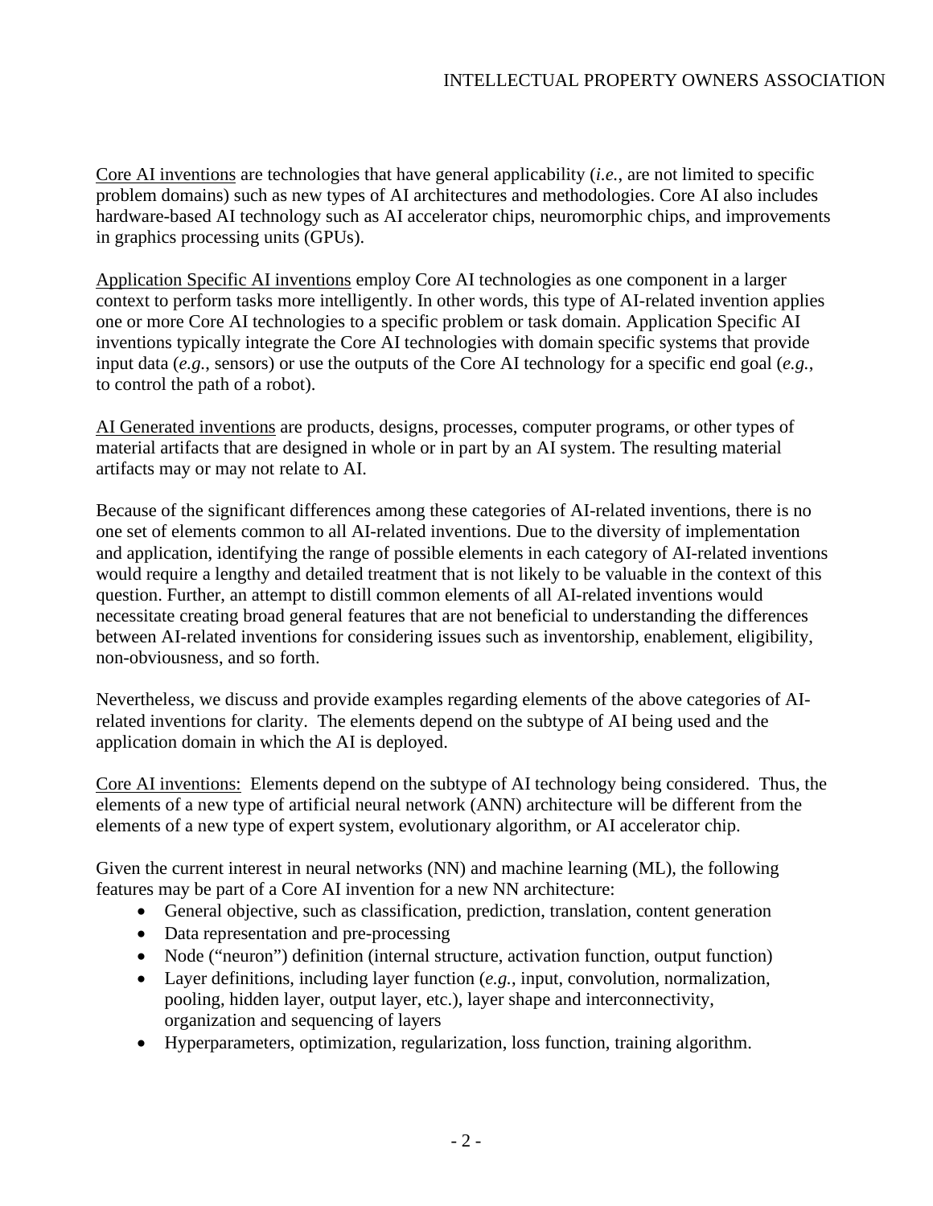<u>Core AI inventions</u> are technologies that have general applicability (*i.e.*, are not limited to specific problem domains) such as new types of AI architectures and methodologies. Core AI also includes hardware-based AI technology such as AI accelerator chips, neuromorphic chips, and improvements in graphics processing units (GPUs).

<u>Application Specific AI inventions</u> employ Core AI technologies as one component in a larger context to perform tasks more intelligently. In other words, this type of AI-related invention applies one or more Core AI technologies to a specific problem or task domain. Application Specific AI inventions typically integrate the Core AI technologies with domain specific systems that provide input data (*e.g.*, sensors) or use the outputs of the Core AI technology for a specific end goal (*e.g.*, to control the path of a robot).

<u>AI Generated inventions</u> are products, designs, processes, computer programs, or other types of material artifacts that are designed in whole or in part by an AI system. The resulting material artifacts may or may not relate to AI.

Because of the significant differences among these categories of AI-related inventions, there is no one set of elements common to all AI-related inventions. Due to the diversity of implementation and application, identifying the range of possible elements in each category of AI-related inventions would require a lengthy and detailed treatment that is not likely to be valuable in the context of this question. Further, an attempt to distill common elements of all AI-related inventions would necessitate creating broad general features that are not beneficial to understanding the differences between AI-related inventions for considering issues such as inventorship, enablement, eligibility, non-obviousness, and so forth.

Nevertheless, we discuss and provide examples regarding elements of the above categories of AI-related inventions for clarity. The elements depend on the subtype of AI being used and the application domain in which the AI is deployed.

<u>Core AI inventions:</u> Elements depend on the subtype of AI technology being considered. Thus, the elements of a new type of artificial neural network (ANN) architecture will be different from the elements of a new type of expert system, evolutionary algorithm, or AI accelerator chip.

Given the current interest in neural networks (NN) and machine learning (ML), the following features may be part of a Core AI invention for a new NN architecture:

- General objective, such as classification, prediction, translation, content generation
- Data representation and pre-processing
- Node ("neuron") definition (internal structure, activation function, output function)
- Layer definitions, including layer function (*e.g.*, input, convolution, normalization, pooling, hidden layer, output layer, etc.), layer shape and interconnectivity, organization and sequencing of layers
- Hyperparameters, optimization, regularization, loss function, training algorithm.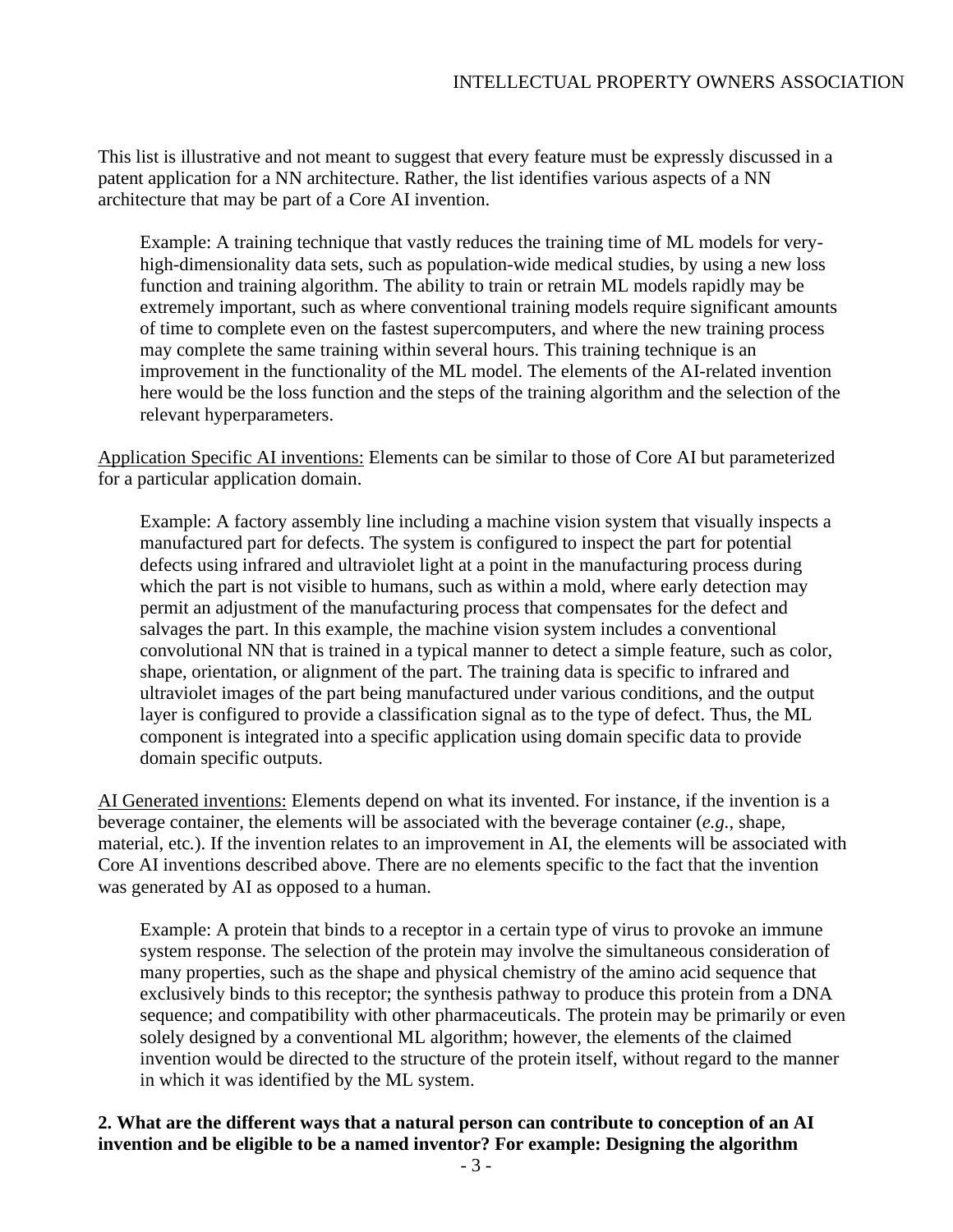This list is illustrative and not meant to suggest that every feature must be expressly discussed in a patent application for a NN architecture. Rather, the list identifies various aspects of a NN architecture that may be part of a Core AI invention.

> Example: A training technique that vastly reduces the training time of ML models for very-high-dimensionality data sets, such as population-wide medical studies, by using a new loss function and training algorithm. The ability to train or retrain ML models rapidly may be extremely important, such as where conventional training models require significant amounts of time to complete even on the fastest supercomputers, and where the new training process may complete the same training within several hours. This training technique is an improvement in the functionality of the ML model. The elements of the AI-related invention here would be the loss function and the steps of the training algorithm and the selection of the relevant hyperparameters.

<u>Application Specific AI inventions:</u> Elements can be similar to those of Core AI but parameterized for a particular application domain.

> Example: A factory assembly line including a machine vision system that visually inspects a manufactured part for defects. The system is configured to inspect the part for potential defects using infrared and ultraviolet light at a point in the manufacturing process during which the part is not visible to humans, such as within a mold, where early detection may permit an adjustment of the manufacturing process that compensates for the defect and salvages the part. In this example, the machine vision system includes a conventional convolutional NN that is trained in a typical manner to detect a simple feature, such as color, shape, orientation, or alignment of the part. The training data is specific to infrared and ultraviolet images of the part being manufactured under various conditions, and the output layer is configured to provide a classification signal as to the type of defect. Thus, the ML component is integrated into a specific application using domain specific data to provide domain specific outputs.

<u>AI Generated inventions:</u> Elements depend on what its invented. For instance, if the invention is a beverage container, the elements will be associated with the beverage container (*e.g.*, shape, material, etc.). If the invention relates to an improvement in AI, the elements will be associated with Core AI inventions described above. There are no elements specific to the fact that the invention was generated by AI as opposed to a human.

> Example: A protein that binds to a receptor in a certain type of virus to provoke an immune system response. The selection of the protein may involve the simultaneous consideration of many properties, such as the shape and physical chemistry of the amino acid sequence that exclusively binds to this receptor; the synthesis pathway to produce this protein from a DNA sequence; and compatibility with other pharmaceuticals. The protein may be primarily or even solely designed by a conventional ML algorithm; however, the elements of the claimed invention would be directed to the structure of the protein itself, without regard to the manner in which it was identified by the ML system.

**2. What are the different ways that a natural person can contribute to conception of an AI invention and be eligible to be a named inventor? For example: Designing the algorithm**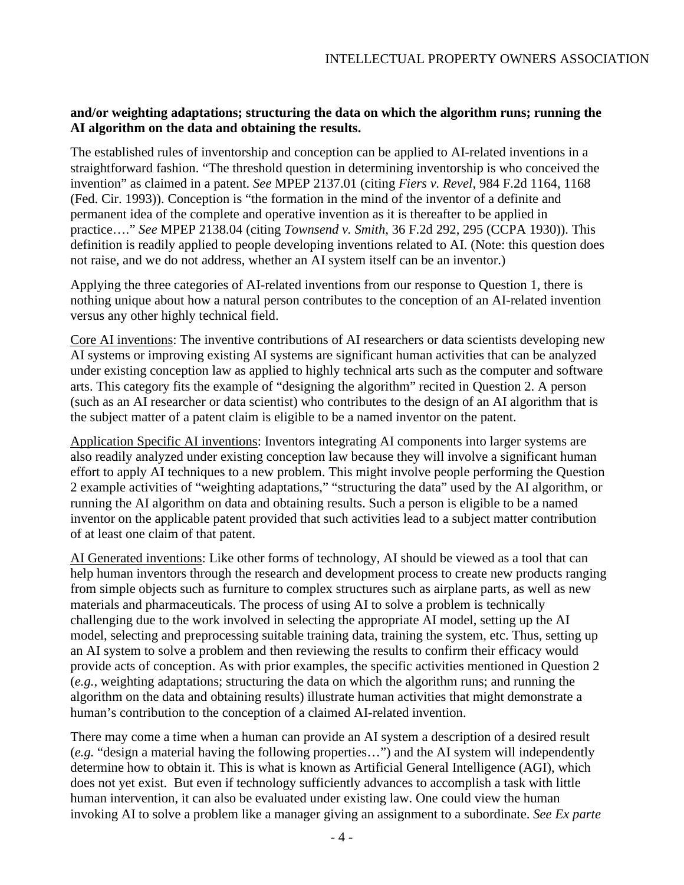**and/or weighting adaptations; structuring the data on which the algorithm runs; running the AI algorithm on the data and obtaining the results.**

The established rules of inventorship and conception can be applied to AI-related inventions in a straightforward fashion. "The threshold question in determining inventorship is who conceived the invention" as claimed in a patent. *See* MPEP 2137.01 (citing *Fiers v. Revel*, 984 F.2d 1164, 1168 (Fed. Cir. 1993)). Conception is "the formation in the mind of the inventor of a definite and permanent idea of the complete and operative invention as it is thereafter to be applied in practice…." *See* MPEP 2138.04 (citing *Townsend v. Smith*, 36 F.2d 292, 295 (CCPA 1930)). This definition is readily applied to people developing inventions related to AI. (Note: this question does not raise, and we do not address, whether an AI system itself can be an inventor.)

Applying the three categories of AI-related inventions from our response to Question 1, there is nothing unique about how a natural person contributes to the conception of an AI-related invention versus any other highly technical field.

<u>Core AI inventions</u>: The inventive contributions of AI researchers or data scientists developing new AI systems or improving existing AI systems are significant human activities that can be analyzed under existing conception law as applied to highly technical arts such as the computer and software arts. This category fits the example of "designing the algorithm" recited in Question 2. A person (such as an AI researcher or data scientist) who contributes to the design of an AI algorithm that is the subject matter of a patent claim is eligible to be a named inventor on the patent.

<u>Application Specific AI inventions</u>: Inventors integrating AI components into larger systems are also readily analyzed under existing conception law because they will involve a significant human effort to apply AI techniques to a new problem. This might involve people performing the Question 2 example activities of "weighting adaptations," "structuring the data" used by the AI algorithm, or running the AI algorithm on data and obtaining results. Such a person is eligible to be a named inventor on the applicable patent provided that such activities lead to a subject matter contribution of at least one claim of that patent.

<u>AI Generated inventions</u>: Like other forms of technology, AI should be viewed as a tool that can help human inventors through the research and development process to create new products ranging from simple objects such as furniture to complex structures such as airplane parts, as well as new materials and pharmaceuticals. The process of using AI to solve a problem is technically challenging due to the work involved in selecting the appropriate AI model, setting up the AI model, selecting and preprocessing suitable training data, training the system, etc. Thus, setting up an AI system to solve a problem and then reviewing the results to confirm their efficacy would provide acts of conception. As with prior examples, the specific activities mentioned in Question 2 (*e.g.*, weighting adaptations; structuring the data on which the algorithm runs; and running the algorithm on the data and obtaining results) illustrate human activities that might demonstrate a human's contribution to the conception of a claimed AI-related invention.

There may come a time when a human can provide an AI system a description of a desired result (*e.g.* "design a material having the following properties…") and the AI system will independently determine how to obtain it. This is what is known as Artificial General Intelligence (AGI), which does not yet exist. But even if technology sufficiently advances to accomplish a task with little human intervention, it can also be evaluated under existing law. One could view the human invoking AI to solve a problem like a manager giving an assignment to a subordinate. *See Ex parte*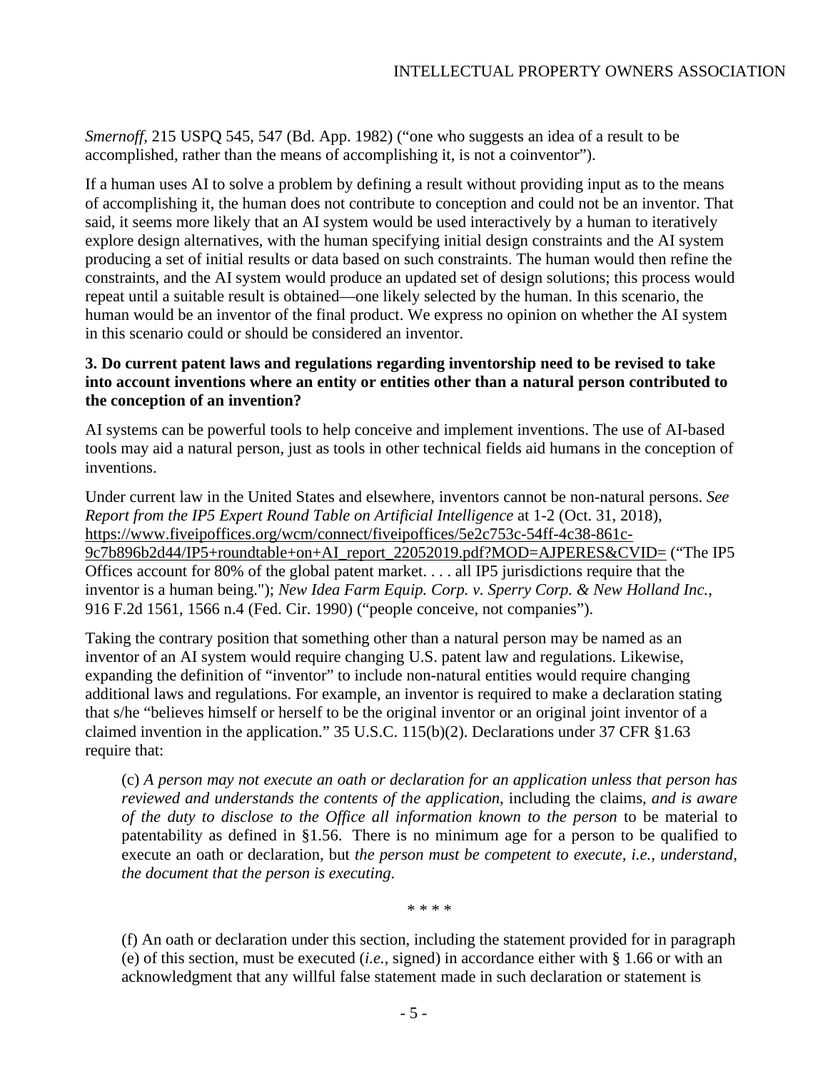*Smernoff*, 215 USPQ 545, 547 (Bd. App. 1982) ("one who suggests an idea of a result to be accomplished, rather than the means of accomplishing it, is not a coinventor").

If a human uses AI to solve a problem by defining a result without providing input as to the means of accomplishing it, the human does not contribute to conception and could not be an inventor. That said, it seems more likely that an AI system would be used interactively by a human to iteratively explore design alternatives, with the human specifying initial design constraints and the AI system producing a set of initial results or data based on such constraints. The human would then refine the constraints, and the AI system would produce an updated set of design solutions; this process would repeat until a suitable result is obtained—one likely selected by the human. In this scenario, the human would be an inventor of the final product. We express no opinion on whether the AI system in this scenario could or should be considered an inventor.

**3. Do current patent laws and regulations regarding inventorship need to be revised to take into account inventions where an entity or entities other than a natural person contributed to the conception of an invention?**

AI systems can be powerful tools to help conceive and implement inventions. The use of AI-based tools may aid a natural person, just as tools in other technical fields aid humans in the conception of inventions.

Under current law in the United States and elsewhere, inventors cannot be non-natural persons. *See Report from the IP5 Expert Round Table on Artificial Intelligence* at 1-2 (Oct. 31, 2018), https://www.fiveipoffices.org/wcm/connect/fiveipoffices/5e2c753c-54ff-4c38-861c-9c7b896b2d44/IP5+roundtable+on+AI_report_22052019.pdf?MOD=AJPERES&CVID= ("The IP5 Offices account for 80% of the global patent market. . . . all IP5 jurisdictions require that the inventor is a human being."); *New Idea Farm Equip. Corp. v. Sperry Corp. & New Holland Inc.*, 916 F.2d 1561, 1566 n.4 (Fed. Cir. 1990) ("people conceive, not companies").

Taking the contrary position that something other than a natural person may be named as an inventor of an AI system would require changing U.S. patent law and regulations. Likewise, expanding the definition of "inventor" to include non-natural entities would require changing additional laws and regulations. For example, an inventor is required to make a declaration stating that s/he "believes himself or herself to be the original inventor or an original joint inventor of a claimed invention in the application." 35 U.S.C. 115(b)(2). Declarations under 37 CFR §1.63 require that:

> (c) *A person may not execute an oath or declaration for an application unless that person has reviewed and understands the contents of the application*, including the claims, *and is aware of the duty to disclose to the Office all information known to the person* to be material to patentability as defined in §1.56. There is no minimum age for a person to be qualified to execute an oath or declaration, but *the person must be competent to execute, i.e., understand, the document that the person is executing*.
>
> \* \* \* \*
>
> (f) An oath or declaration under this section, including the statement provided for in paragraph (e) of this section, must be executed (*i.e.*, signed) in accordance either with § 1.66 or with an acknowledgment that any willful false statement made in such declaration or statement is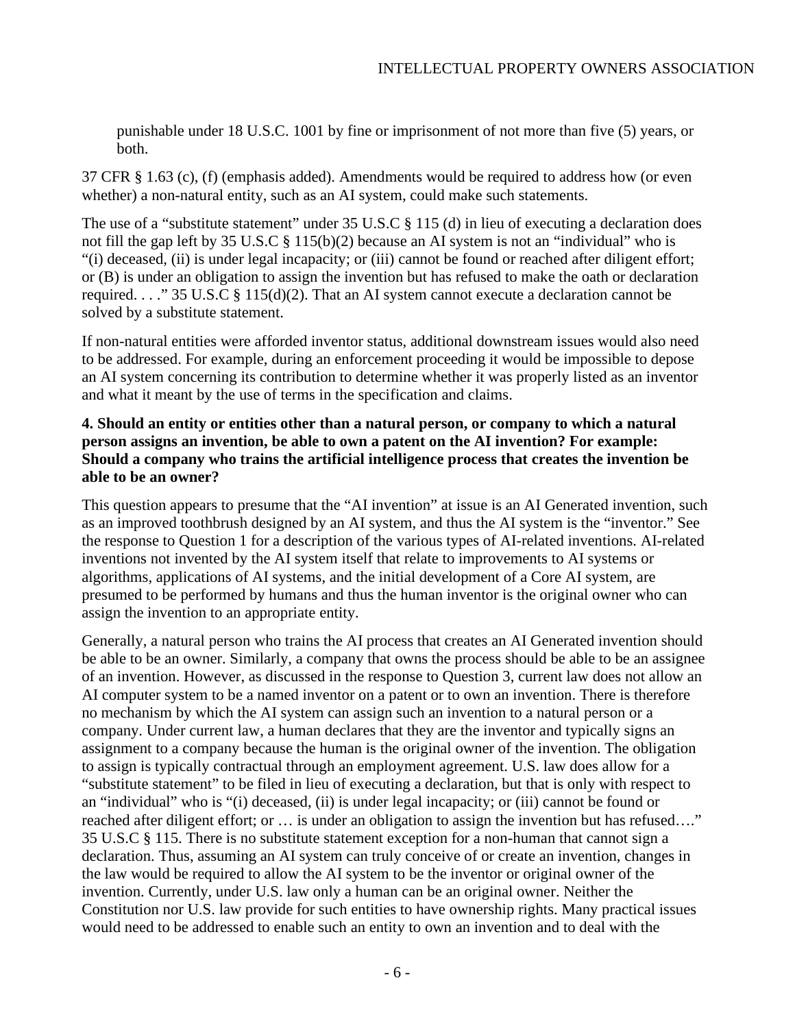> punishable under 18 U.S.C. 1001 by fine or imprisonment of not more than five (5) years, or both.

37 CFR § 1.63 (c), (f) (emphasis added). Amendments would be required to address how (or even whether) a non-natural entity, such as an AI system, could make such statements.

The use of a "substitute statement" under 35 U.S.C § 115 (d) in lieu of executing a declaration does not fill the gap left by 35 U.S.C § 115(b)(2) because an AI system is not an "individual" who is "(i) deceased, (ii) is under legal incapacity; or (iii) cannot be found or reached after diligent effort; or (B) is under an obligation to assign the invention but has refused to make the oath or declaration required. . . ." 35 U.S.C § 115(d)(2). That an AI system cannot execute a declaration cannot be solved by a substitute statement.

If non-natural entities were afforded inventor status, additional downstream issues would also need to be addressed. For example, during an enforcement proceeding it would be impossible to depose an AI system concerning its contribution to determine whether it was properly listed as an inventor and what it meant by the use of terms in the specification and claims.

**4. Should an entity or entities other than a natural person, or company to which a natural person assigns an invention, be able to own a patent on the AI invention? For example: Should a company who trains the artificial intelligence process that creates the invention be able to be an owner?**

This question appears to presume that the "AI invention" at issue is an AI Generated invention, such as an improved toothbrush designed by an AI system, and thus the AI system is the "inventor." See the response to Question 1 for a description of the various types of AI-related inventions. AI-related inventions not invented by the AI system itself that relate to improvements to AI systems or algorithms, applications of AI systems, and the initial development of a Core AI system, are presumed to be performed by humans and thus the human inventor is the original owner who can assign the invention to an appropriate entity.

Generally, a natural person who trains the AI process that creates an AI Generated invention should be able to be an owner. Similarly, a company that owns the process should be able to be an assignee of an invention. However, as discussed in the response to Question 3, current law does not allow an AI computer system to be a named inventor on a patent or to own an invention. There is therefore no mechanism by which the AI system can assign such an invention to a natural person or a company. Under current law, a human declares that they are the inventor and typically signs an assignment to a company because the human is the original owner of the invention. The obligation to assign is typically contractual through an employment agreement. U.S. law does allow for a "substitute statement" to be filed in lieu of executing a declaration, but that is only with respect to an "individual" who is "(i) deceased, (ii) is under legal incapacity; or (iii) cannot be found or reached after diligent effort; or … is under an obligation to assign the invention but has refused…." 35 U.S.C § 115. There is no substitute statement exception for a non-human that cannot sign a declaration. Thus, assuming an AI system can truly conceive of or create an invention, changes in the law would be required to allow the AI system to be the inventor or original owner of the invention. Currently, under U.S. law only a human can be an original owner. Neither the Constitution nor U.S. law provide for such entities to have ownership rights. Many practical issues would need to be addressed to enable such an entity to own an invention and to deal with the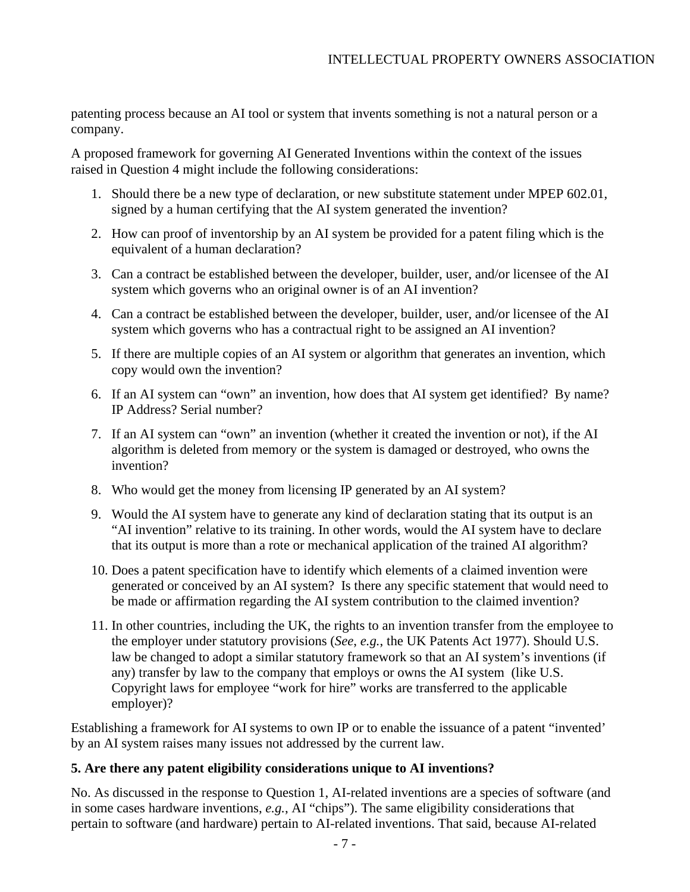patenting process because an AI tool or system that invents something is not a natural person or a company.

A proposed framework for governing AI Generated Inventions within the context of the issues raised in Question 4 might include the following considerations:

1. Should there be a new type of declaration, or new substitute statement under MPEP 602.01, signed by a human certifying that the AI system generated the invention?
2. How can proof of inventorship by an AI system be provided for a patent filing which is the equivalent of a human declaration?
3. Can a contract be established between the developer, builder, user, and/or licensee of the AI system which governs who an original owner is of an AI invention?
4. Can a contract be established between the developer, builder, user, and/or licensee of the AI system which governs who has a contractual right to be assigned an AI invention?
5. If there are multiple copies of an AI system or algorithm that generates an invention, which copy would own the invention?
6. If an AI system can "own" an invention, how does that AI system get identified? By name? IP Address? Serial number?
7. If an AI system can "own" an invention (whether it created the invention or not), if the AI algorithm is deleted from memory or the system is damaged or destroyed, who owns the invention?
8. Who would get the money from licensing IP generated by an AI system?
9. Would the AI system have to generate any kind of declaration stating that its output is an "AI invention" relative to its training. In other words, would the AI system have to declare that its output is more than a rote or mechanical application of the trained AI algorithm?
10. Does a patent specification have to identify which elements of a claimed invention were generated or conceived by an AI system? Is there any specific statement that would need to be made or affirmation regarding the AI system contribution to the claimed invention?
11. In other countries, including the UK, the rights to an invention transfer from the employee to the employer under statutory provisions (*See*, *e.g.*, the UK Patents Act 1977). Should U.S. law be changed to adopt a similar statutory framework so that an AI system's inventions (if any) transfer by law to the company that employs or owns the AI system (like U.S. Copyright laws for employee "work for hire" works are transferred to the applicable employer)?

Establishing a framework for AI systems to own IP or to enable the issuance of a patent "invented' by an AI system raises many issues not addressed by the current law.

**5. Are there any patent eligibility considerations unique to AI inventions?**

No. As discussed in the response to Question 1, AI-related inventions are a species of software (and in some cases hardware inventions, *e.g.*, AI "chips"). The same eligibility considerations that pertain to software (and hardware) pertain to AI-related inventions. That said, because AI-related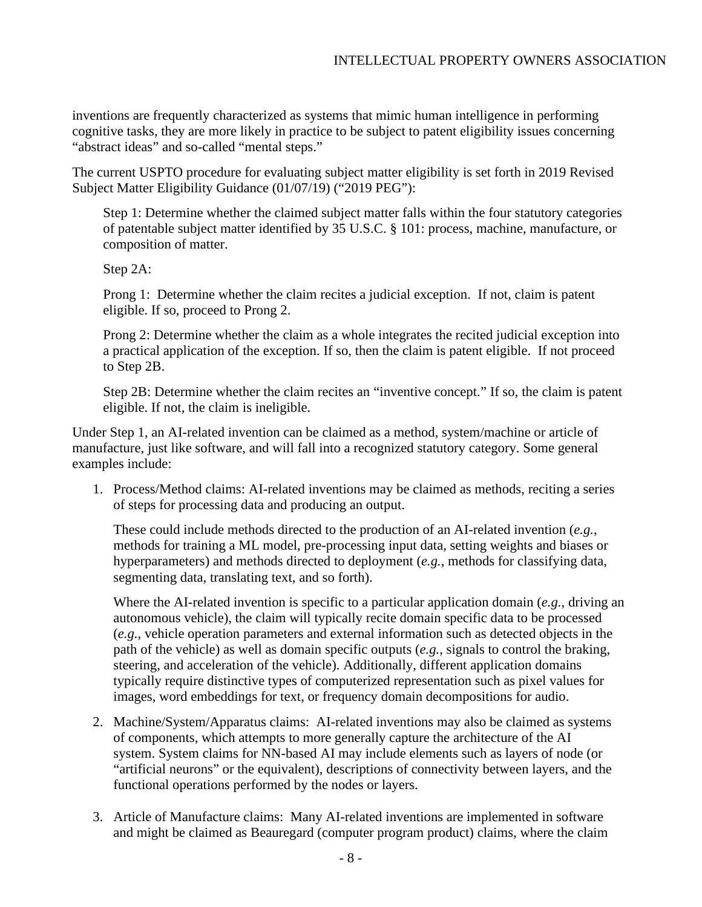inventions are frequently characterized as systems that mimic human intelligence in performing cognitive tasks, they are more likely in practice to be subject to patent eligibility issues concerning "abstract ideas" and so-called "mental steps."

The current USPTO procedure for evaluating subject matter eligibility is set forth in 2019 Revised Subject Matter Eligibility Guidance (01/07/19) ("2019 PEG"):

> Step 1: Determine whether the claimed subject matter falls within the four statutory categories of patentable subject matter identified by 35 U.S.C. § 101: process, machine, manufacture, or composition of matter.
>
> Step 2A:
>
> Prong 1: Determine whether the claim recites a judicial exception. If not, claim is patent eligible. If so, proceed to Prong 2.
>
> Prong 2: Determine whether the claim as a whole integrates the recited judicial exception into a practical application of the exception. If so, then the claim is patent eligible. If not proceed to Step 2B.
>
> Step 2B: Determine whether the claim recites an "inventive concept." If so, the claim is patent eligible. If not, the claim is ineligible.

Under Step 1, an AI-related invention can be claimed as a method, system/machine or article of manufacture, just like software, and will fall into a recognized statutory category. Some general examples include:

1. Process/Method claims: AI-related inventions may be claimed as methods, reciting a series of steps for processing data and producing an output.

   These could include methods directed to the production of an AI-related invention (*e.g.*, methods for training a ML model, pre-processing input data, setting weights and biases or hyperparameters) and methods directed to deployment (*e.g.*, methods for classifying data, segmenting data, translating text, and so forth).

   Where the AI-related invention is specific to a particular application domain (*e.g.*, driving an autonomous vehicle), the claim will typically recite domain specific data to be processed (*e.g.*, vehicle operation parameters and external information such as detected objects in the path of the vehicle) as well as domain specific outputs (*e.g.*, signals to control the braking, steering, and acceleration of the vehicle). Additionally, different application domains typically require distinctive types of computerized representation such as pixel values for images, word embeddings for text, or frequency domain decompositions for audio.

2. Machine/System/Apparatus claims: AI-related inventions may also be claimed as systems of components, which attempts to more generally capture the architecture of the AI system. System claims for NN-based AI may include elements such as layers of node (or "artificial neurons" or the equivalent), descriptions of connectivity between layers, and the functional operations performed by the nodes or layers.

3. Article of Manufacture claims: Many AI-related inventions are implemented in software and might be claimed as Beauregard (computer program product) claims, where the claim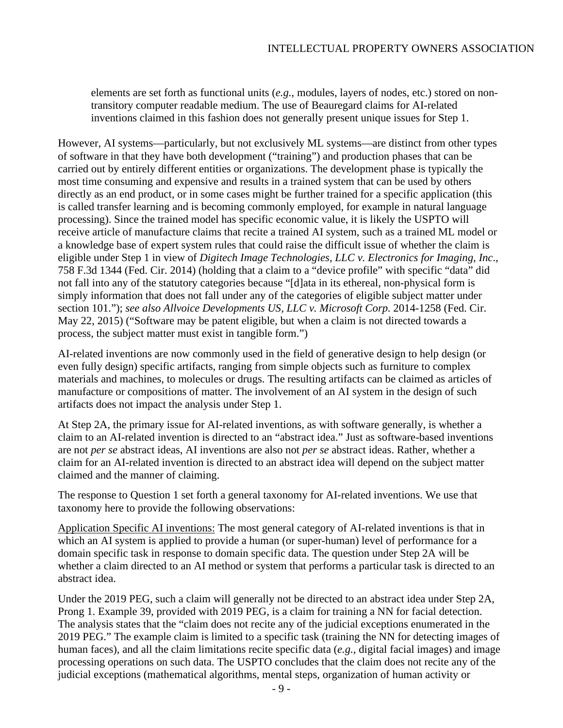elements are set forth as functional units (*e.g.*, modules, layers of nodes, etc.) stored on non-transitory computer readable medium. The use of Beauregard claims for AI-related inventions claimed in this fashion does not generally present unique issues for Step 1.

However, AI systems—particularly, but not exclusively ML systems—are distinct from other types of software in that they have both development ("training") and production phases that can be carried out by entirely different entities or organizations. The development phase is typically the most time consuming and expensive and results in a trained system that can be used by others directly as an end product, or in some cases might be further trained for a specific application (this is called transfer learning and is becoming commonly employed, for example in natural language processing). Since the trained model has specific economic value, it is likely the USPTO will receive article of manufacture claims that recite a trained AI system, such as a trained ML model or a knowledge base of expert system rules that could raise the difficult issue of whether the claim is eligible under Step 1 in view of *Digitech Image Technologies, LLC v. Electronics for Imaging, Inc*., 758 F.3d 1344 (Fed. Cir. 2014) (holding that a claim to a "device profile" with specific "data" did not fall into any of the statutory categories because "[d]ata in its ethereal, non-physical form is simply information that does not fall under any of the categories of eligible subject matter under section 101."); *see also Allvoice Developments US, LLC v. Microsoft Corp.* 2014-1258 (Fed. Cir. May 22, 2015) ("Software may be patent eligible, but when a claim is not directed towards a process, the subject matter must exist in tangible form.")

AI-related inventions are now commonly used in the field of generative design to help design (or even fully design) specific artifacts, ranging from simple objects such as furniture to complex materials and machines, to molecules or drugs. The resulting artifacts can be claimed as articles of manufacture or compositions of matter. The involvement of an AI system in the design of such artifacts does not impact the analysis under Step 1.

At Step 2A, the primary issue for AI-related inventions, as with software generally, is whether a claim to an AI-related invention is directed to an "abstract idea." Just as software-based inventions are not *per se* abstract ideas, AI inventions are also not *per se* abstract ideas. Rather, whether a claim for an AI-related invention is directed to an abstract idea will depend on the subject matter claimed and the manner of claiming.

The response to Question 1 set forth a general taxonomy for AI-related inventions. We use that taxonomy here to provide the following observations:

<u>Application Specific AI inventions:</u> The most general category of AI-related inventions is that in which an AI system is applied to provide a human (or super-human) level of performance for a domain specific task in response to domain specific data. The question under Step 2A will be whether a claim directed to an AI method or system that performs a particular task is directed to an abstract idea.

Under the 2019 PEG, such a claim will generally not be directed to an abstract idea under Step 2A, Prong 1. Example 39, provided with 2019 PEG, is a claim for training a NN for facial detection. The analysis states that the "claim does not recite any of the judicial exceptions enumerated in the 2019 PEG." The example claim is limited to a specific task (training the NN for detecting images of human faces), and all the claim limitations recite specific data (*e.g.*, digital facial images) and image processing operations on such data. The USPTO concludes that the claim does not recite any of the judicial exceptions (mathematical algorithms, mental steps, organization of human activity or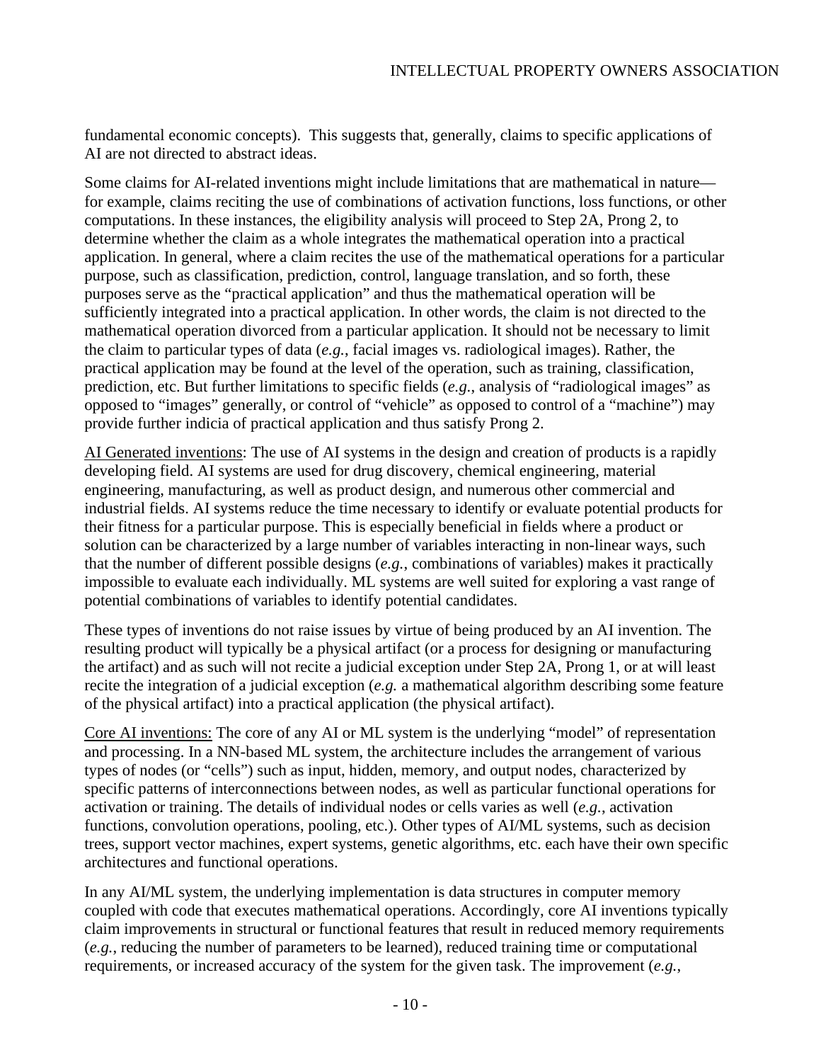fundamental economic concepts). This suggests that, generally, claims to specific applications of AI are not directed to abstract ideas.

Some claims for AI-related inventions might include limitations that are mathematical in nature—for example, claims reciting the use of combinations of activation functions, loss functions, or other computations. In these instances, the eligibility analysis will proceed to Step 2A, Prong 2, to determine whether the claim as a whole integrates the mathematical operation into a practical application. In general, where a claim recites the use of the mathematical operations for a particular purpose, such as classification, prediction, control, language translation, and so forth, these purposes serve as the "practical application" and thus the mathematical operation will be sufficiently integrated into a practical application. In other words, the claim is not directed to the mathematical operation divorced from a particular application. It should not be necessary to limit the claim to particular types of data (*e.g.*, facial images vs. radiological images). Rather, the practical application may be found at the level of the operation, such as training, classification, prediction, etc. But further limitations to specific fields (*e.g.*, analysis of "radiological images" as opposed to "images" generally, or control of "vehicle" as opposed to control of a "machine") may provide further indicia of practical application and thus satisfy Prong 2.

<u>AI Generated inventions</u>: The use of AI systems in the design and creation of products is a rapidly developing field. AI systems are used for drug discovery, chemical engineering, material engineering, manufacturing, as well as product design, and numerous other commercial and industrial fields. AI systems reduce the time necessary to identify or evaluate potential products for their fitness for a particular purpose. This is especially beneficial in fields where a product or solution can be characterized by a large number of variables interacting in non-linear ways, such that the number of different possible designs (*e.g.*, combinations of variables) makes it practically impossible to evaluate each individually. ML systems are well suited for exploring a vast range of potential combinations of variables to identify potential candidates.

These types of inventions do not raise issues by virtue of being produced by an AI invention. The resulting product will typically be a physical artifact (or a process for designing or manufacturing the artifact) and as such will not recite a judicial exception under Step 2A, Prong 1, or at will least recite the integration of a judicial exception (*e.g.* a mathematical algorithm describing some feature of the physical artifact) into a practical application (the physical artifact).

<u>Core AI inventions:</u> The core of any AI or ML system is the underlying "model" of representation and processing. In a NN-based ML system, the architecture includes the arrangement of various types of nodes (or "cells") such as input, hidden, memory, and output nodes, characterized by specific patterns of interconnections between nodes, as well as particular functional operations for activation or training. The details of individual nodes or cells varies as well (*e.g.*, activation functions, convolution operations, pooling, etc.). Other types of AI/ML systems, such as decision trees, support vector machines, expert systems, genetic algorithms, etc. each have their own specific architectures and functional operations.

In any AI/ML system, the underlying implementation is data structures in computer memory coupled with code that executes mathematical operations. Accordingly, core AI inventions typically claim improvements in structural or functional features that result in reduced memory requirements (*e.g.*, reducing the number of parameters to be learned), reduced training time or computational requirements, or increased accuracy of the system for the given task. The improvement (*e.g.*,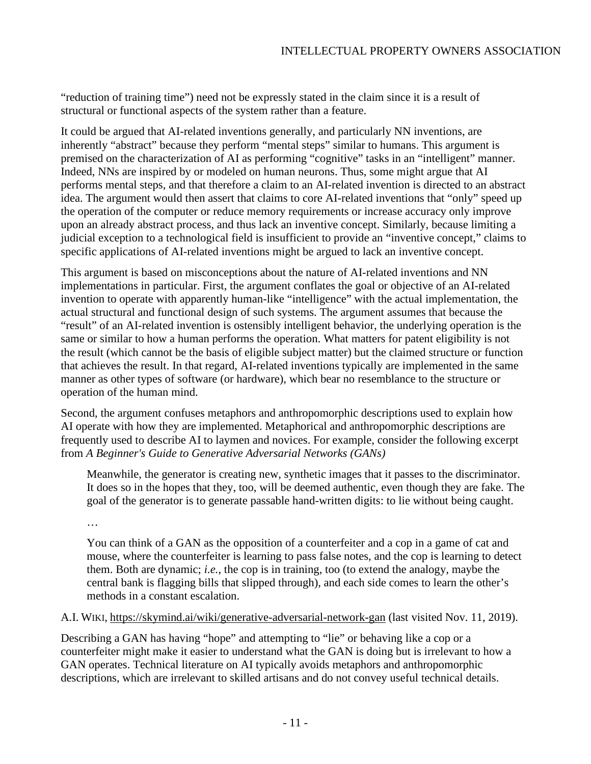“reduction of training time”) need not be expressly stated in the claim since it is a result of structural or functional aspects of the system rather than a feature.

It could be argued that AI-related inventions generally, and particularly NN inventions, are inherently “abstract” because they perform “mental steps” similar to humans. This argument is premised on the characterization of AI as performing “cognitive” tasks in an “intelligent” manner. Indeed, NNs are inspired by or modeled on human neurons. Thus, some might argue that AI performs mental steps, and that therefore a claim to an AI-related invention is directed to an abstract idea. The argument would then assert that claims to core AI-related inventions that “only” speed up the operation of the computer or reduce memory requirements or increase accuracy only improve upon an already abstract process, and thus lack an inventive concept. Similarly, because limiting a judicial exception to a technological field is insufficient to provide an “inventive concept,” claims to specific applications of AI-related inventions might be argued to lack an inventive concept.

This argument is based on misconceptions about the nature of AI-related inventions and NN implementations in particular. First, the argument conflates the goal or objective of an AI-related invention to operate with apparently human-like “intelligence” with the actual implementation, the actual structural and functional design of such systems. The argument assumes that because the “result” of an AI-related invention is ostensibly intelligent behavior, the underlying operation is the same or similar to how a human performs the operation. What matters for patent eligibility is not the result (which cannot be the basis of eligible subject matter) but the claimed structure or function that achieves the result. In that regard, AI-related inventions typically are implemented in the same manner as other types of software (or hardware), which bear no resemblance to the structure or operation of the human mind.

Second, the argument confuses metaphors and anthropomorphic descriptions used to explain how AI operate with how they are implemented. Metaphorical and anthropomorphic descriptions are frequently used to describe AI to laymen and novices. For example, consider the following excerpt from *A Beginner's Guide to Generative Adversarial Networks (GANs)*

> Meanwhile, the generator is creating new, synthetic images that it passes to the discriminator. It does so in the hopes that they, too, will be deemed authentic, even though they are fake. The goal of the generator is to generate passable hand-written digits: to lie without being caught.
>
> …
>
> You can think of a GAN as the opposition of a counterfeiter and a cop in a game of cat and mouse, where the counterfeiter is learning to pass false notes, and the cop is learning to detect them. Both are dynamic; *i.e.*, the cop is in training, too (to extend the analogy, maybe the central bank is flagging bills that slipped through), and each side comes to learn the other’s methods in a constant escalation.

A.I. WIKI, https://skymind.ai/wiki/generative-adversarial-network-gan (last visited Nov. 11, 2019).

Describing a GAN has having “hope” and attempting to “lie” or behaving like a cop or a counterfeiter might make it easier to understand what the GAN is doing but is irrelevant to how a GAN operates. Technical literature on AI typically avoids metaphors and anthropomorphic descriptions, which are irrelevant to skilled artisans and do not convey useful technical details.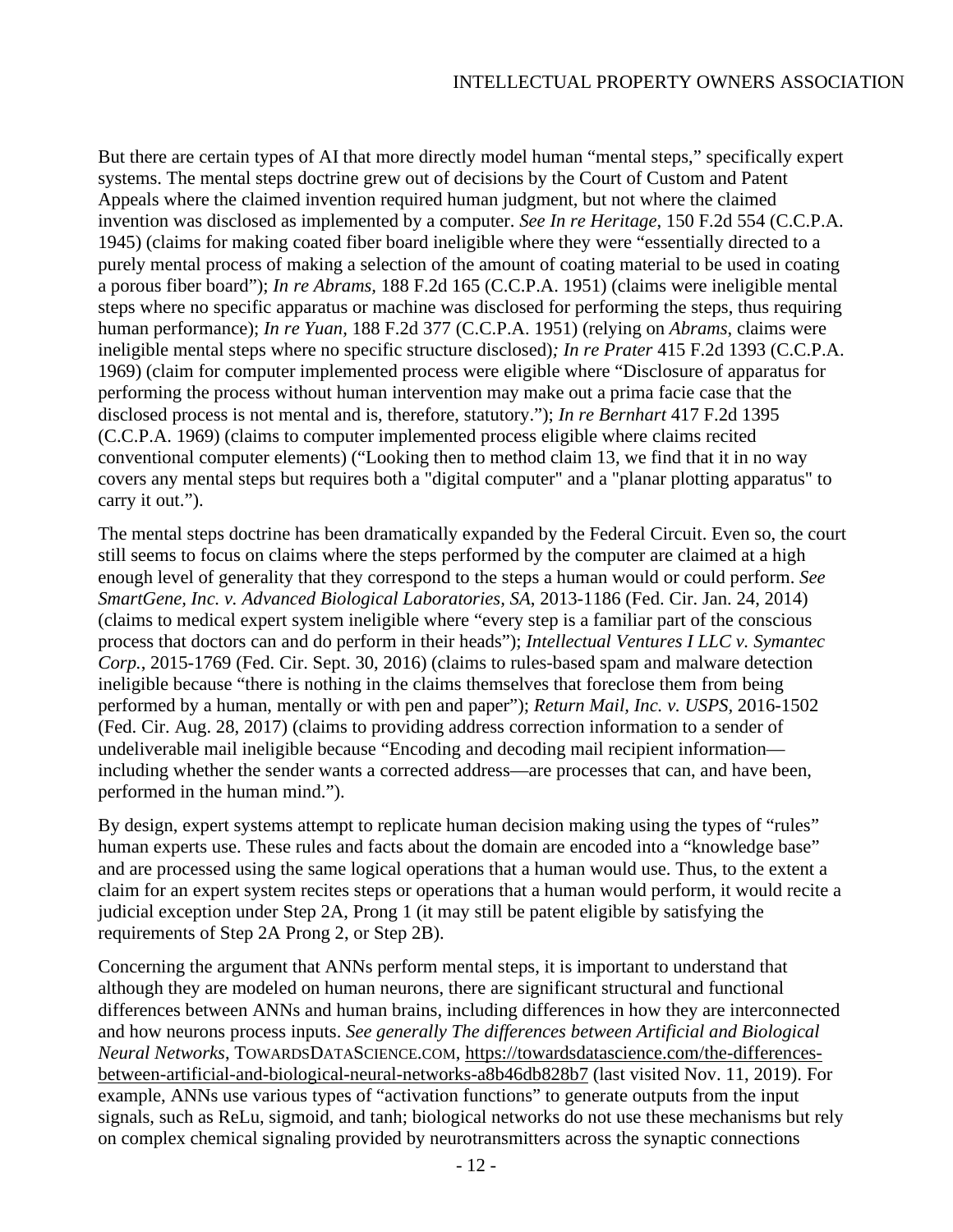But there are certain types of AI that more directly model human "mental steps," specifically expert systems. The mental steps doctrine grew out of decisions by the Court of Custom and Patent Appeals where the claimed invention required human judgment, but not where the claimed invention was disclosed as implemented by a computer. *See In re Heritage*, 150 F.2d 554 (C.C.P.A. 1945) (claims for making coated fiber board ineligible where they were "essentially directed to a purely mental process of making a selection of the amount of coating material to be used in coating a porous fiber board"); *In re Abrams,* 188 F.2d 165 (C.C.P.A. 1951) (claims were ineligible mental steps where no specific apparatus or machine was disclosed for performing the steps, thus requiring human performance); *In re Yuan,* 188 F.2d 377 (C.C.P.A. 1951) (relying on *Abrams*, claims were ineligible mental steps where no specific structure disclosed)*; In re Prater* 415 F.2d 1393 (C.C.P.A. 1969) (claim for computer implemented process were eligible where "Disclosure of apparatus for performing the process without human intervention may make out a prima facie case that the disclosed process is not mental and is, therefore, statutory."); *In re Bernhart* 417 F.2d 1395 (C.C.P.A. 1969) (claims to computer implemented process eligible where claims recited conventional computer elements) ("Looking then to method claim 13, we find that it in no way covers any mental steps but requires both a "digital computer" and a "planar plotting apparatus" to carry it out.").

The mental steps doctrine has been dramatically expanded by the Federal Circuit. Even so, the court still seems to focus on claims where the steps performed by the computer are claimed at a high enough level of generality that they correspond to the steps a human would or could perform. *See SmartGene, Inc. v. Advanced Biological Laboratories, SA*, 2013-1186 (Fed. Cir. Jan. 24, 2014) (claims to medical expert system ineligible where "every step is a familiar part of the conscious process that doctors can and do perform in their heads"); *Intellectual Ventures I LLC v. Symantec Corp.*, 2015-1769 (Fed. Cir. Sept. 30, 2016) (claims to rules-based spam and malware detection ineligible because "there is nothing in the claims themselves that foreclose them from being performed by a human, mentally or with pen and paper"); *Return Mail, Inc. v. USPS*, 2016-1502 (Fed. Cir. Aug. 28, 2017) (claims to providing address correction information to a sender of undeliverable mail ineligible because "Encoding and decoding mail recipient information—including whether the sender wants a corrected address—are processes that can, and have been, performed in the human mind.").

By design, expert systems attempt to replicate human decision making using the types of "rules" human experts use. These rules and facts about the domain are encoded into a "knowledge base" and are processed using the same logical operations that a human would use. Thus, to the extent a claim for an expert system recites steps or operations that a human would perform, it would recite a judicial exception under Step 2A, Prong 1 (it may still be patent eligible by satisfying the requirements of Step 2A Prong 2, or Step 2B).

Concerning the argument that ANNs perform mental steps, it is important to understand that although they are modeled on human neurons, there are significant structural and functional differences between ANNs and human brains, including differences in how they are interconnected and how neurons process inputs. *See generally The differences between Artificial and Biological Neural Networks*, TOWARDSDATASCIENCE.COM, https://towardsdatascience.com/the-differences-between-artificial-and-biological-neural-networks-a8b46db828b7 (last visited Nov. 11, 2019). For example, ANNs use various types of "activation functions" to generate outputs from the input signals, such as ReLu, sigmoid, and tanh; biological networks do not use these mechanisms but rely on complex chemical signaling provided by neurotransmitters across the synaptic connections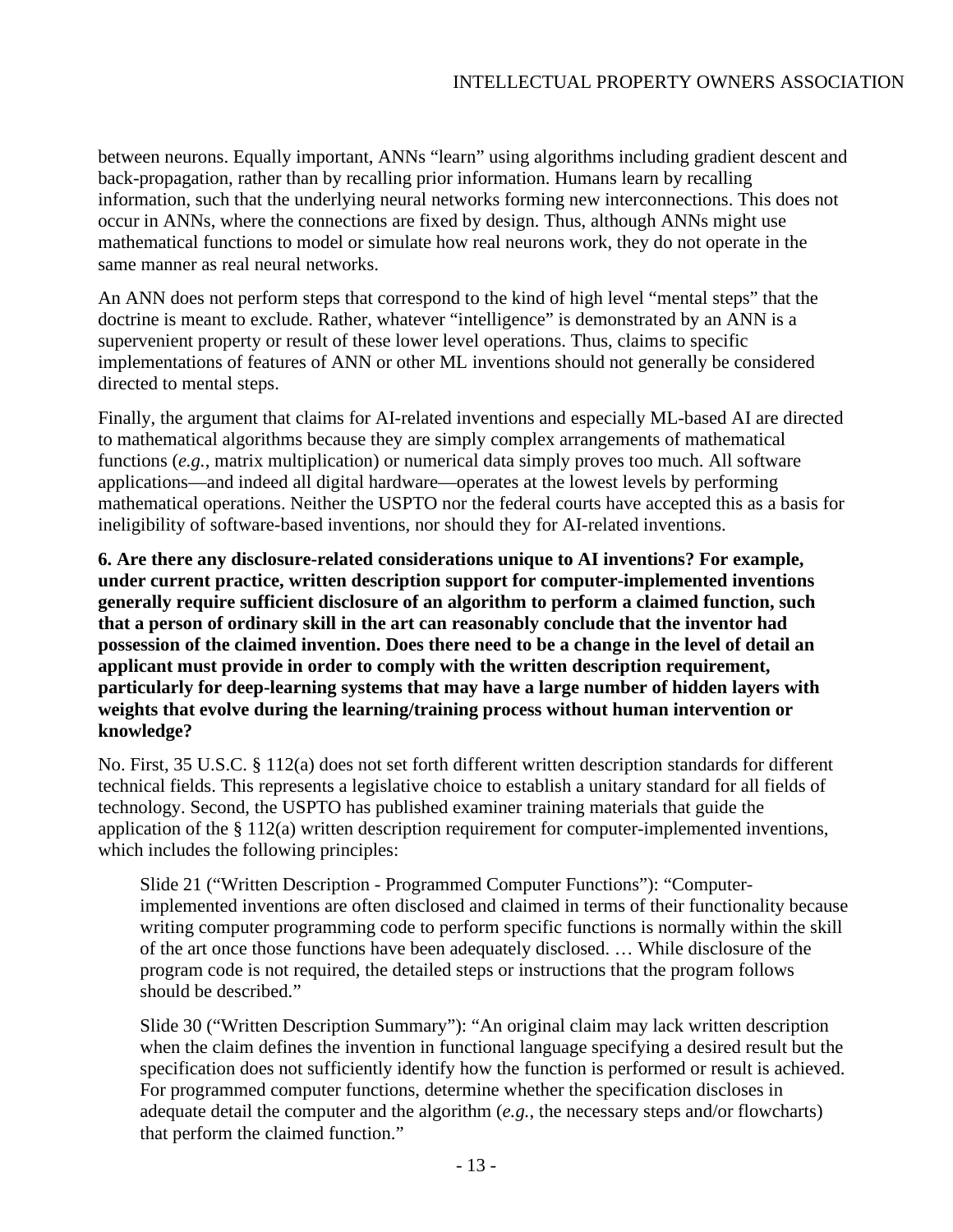between neurons. Equally important, ANNs "learn" using algorithms including gradient descent and back-propagation, rather than by recalling prior information. Humans learn by recalling information, such that the underlying neural networks forming new interconnections. This does not occur in ANNs, where the connections are fixed by design. Thus, although ANNs might use mathematical functions to model or simulate how real neurons work, they do not operate in the same manner as real neural networks.

An ANN does not perform steps that correspond to the kind of high level "mental steps" that the doctrine is meant to exclude. Rather, whatever "intelligence" is demonstrated by an ANN is a supervenient property or result of these lower level operations. Thus, claims to specific implementations of features of ANN or other ML inventions should not generally be considered directed to mental steps.

Finally, the argument that claims for AI-related inventions and especially ML-based AI are directed to mathematical algorithms because they are simply complex arrangements of mathematical functions (*e.g.*, matrix multiplication) or numerical data simply proves too much. All software applications—and indeed all digital hardware—operates at the lowest levels by performing mathematical operations. Neither the USPTO nor the federal courts have accepted this as a basis for ineligibility of software-based inventions, nor should they for AI-related inventions.

**6. Are there any disclosure-related considerations unique to AI inventions? For example, under current practice, written description support for computer-implemented inventions generally require sufficient disclosure of an algorithm to perform a claimed function, such that a person of ordinary skill in the art can reasonably conclude that the inventor had possession of the claimed invention. Does there need to be a change in the level of detail an applicant must provide in order to comply with the written description requirement, particularly for deep-learning systems that may have a large number of hidden layers with weights that evolve during the learning/training process without human intervention or knowledge?**

No. First, 35 U.S.C. § 112(a) does not set forth different written description standards for different technical fields. This represents a legislative choice to establish a unitary standard for all fields of technology. Second, the USPTO has published examiner training materials that guide the application of the § 112(a) written description requirement for computer-implemented inventions, which includes the following principles:

> Slide 21 ("Written Description - Programmed Computer Functions"): "Computer-implemented inventions are often disclosed and claimed in terms of their functionality because writing computer programming code to perform specific functions is normally within the skill of the art once those functions have been adequately disclosed. … While disclosure of the program code is not required, the detailed steps or instructions that the program follows should be described."

> Slide 30 ("Written Description Summary"): "An original claim may lack written description when the claim defines the invention in functional language specifying a desired result but the specification does not sufficiently identify how the function is performed or result is achieved. For programmed computer functions, determine whether the specification discloses in adequate detail the computer and the algorithm (*e.g.*, the necessary steps and/or flowcharts) that perform the claimed function."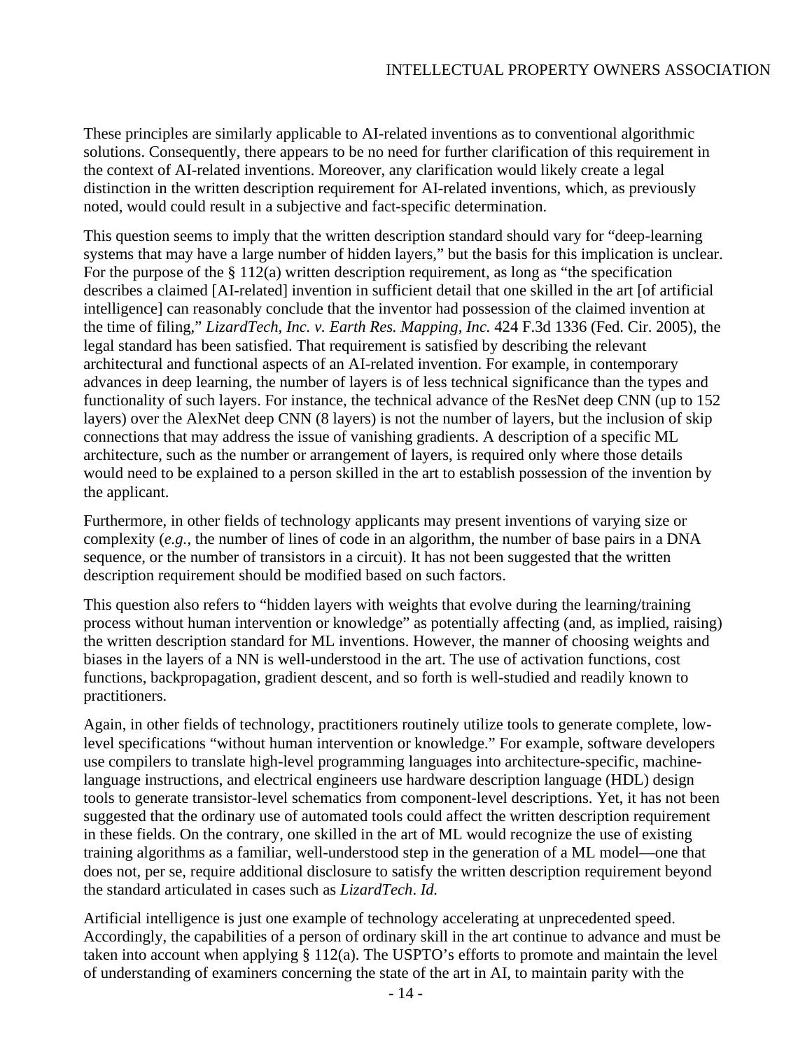These principles are similarly applicable to AI-related inventions as to conventional algorithmic solutions. Consequently, there appears to be no need for further clarification of this requirement in the context of AI-related inventions. Moreover, any clarification would likely create a legal distinction in the written description requirement for AI-related inventions, which, as previously noted, would could result in a subjective and fact-specific determination.

This question seems to imply that the written description standard should vary for "deep-learning systems that may have a large number of hidden layers," but the basis for this implication is unclear. For the purpose of the § 112(a) written description requirement, as long as "the specification describes a claimed [AI-related] invention in sufficient detail that one skilled in the art [of artificial intelligence] can reasonably conclude that the inventor had possession of the claimed invention at the time of filing," *LizardTech, Inc. v. Earth Res. Mapping, Inc.* 424 F.3d 1336 (Fed. Cir. 2005), the legal standard has been satisfied. That requirement is satisfied by describing the relevant architectural and functional aspects of an AI-related invention. For example, in contemporary advances in deep learning, the number of layers is of less technical significance than the types and functionality of such layers. For instance, the technical advance of the ResNet deep CNN (up to 152 layers) over the AlexNet deep CNN (8 layers) is not the number of layers, but the inclusion of skip connections that may address the issue of vanishing gradients. A description of a specific ML architecture, such as the number or arrangement of layers, is required only where those details would need to be explained to a person skilled in the art to establish possession of the invention by the applicant.

Furthermore, in other fields of technology applicants may present inventions of varying size or complexity (*e.g.*, the number of lines of code in an algorithm, the number of base pairs in a DNA sequence, or the number of transistors in a circuit). It has not been suggested that the written description requirement should be modified based on such factors.

This question also refers to "hidden layers with weights that evolve during the learning/training process without human intervention or knowledge" as potentially affecting (and, as implied, raising) the written description standard for ML inventions. However, the manner of choosing weights and biases in the layers of a NN is well-understood in the art. The use of activation functions, cost functions, backpropagation, gradient descent, and so forth is well-studied and readily known to practitioners.

Again, in other fields of technology, practitioners routinely utilize tools to generate complete, low-level specifications "without human intervention or knowledge." For example, software developers use compilers to translate high-level programming languages into architecture-specific, machine-language instructions, and electrical engineers use hardware description language (HDL) design tools to generate transistor-level schematics from component-level descriptions. Yet, it has not been suggested that the ordinary use of automated tools could affect the written description requirement in these fields. On the contrary, one skilled in the art of ML would recognize the use of existing training algorithms as a familiar, well-understood step in the generation of a ML model—one that does not, per se, require additional disclosure to satisfy the written description requirement beyond the standard articulated in cases such as *LizardTech*. *Id.*

Artificial intelligence is just one example of technology accelerating at unprecedented speed. Accordingly, the capabilities of a person of ordinary skill in the art continue to advance and must be taken into account when applying § 112(a). The USPTO's efforts to promote and maintain the level of understanding of examiners concerning the state of the art in AI, to maintain parity with the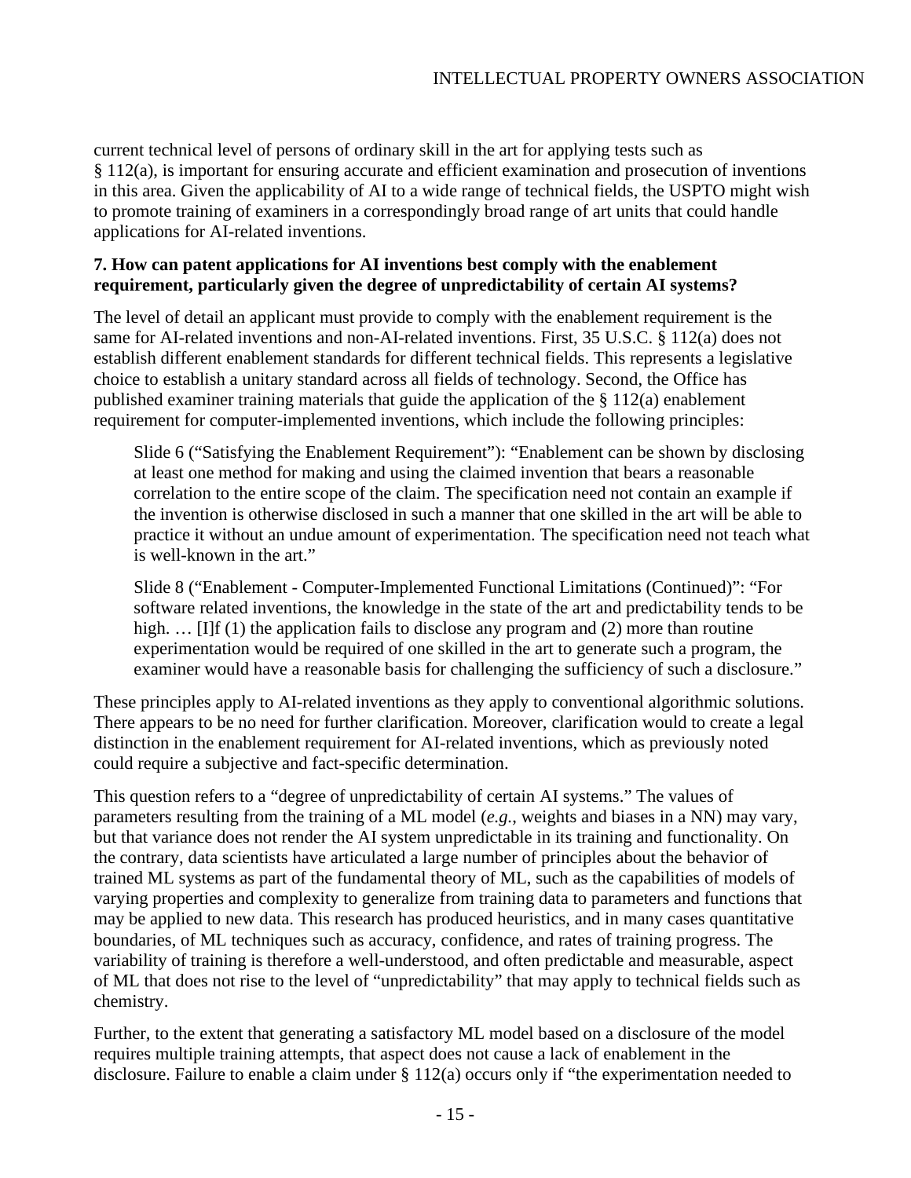current technical level of persons of ordinary skill in the art for applying tests such as § 112(a), is important for ensuring accurate and efficient examination and prosecution of inventions in this area. Given the applicability of AI to a wide range of technical fields, the USPTO might wish to promote training of examiners in a correspondingly broad range of art units that could handle applications for AI-related inventions.

**7. How can patent applications for AI inventions best comply with the enablement requirement, particularly given the degree of unpredictability of certain AI systems?**

The level of detail an applicant must provide to comply with the enablement requirement is the same for AI-related inventions and non-AI-related inventions. First, 35 U.S.C. § 112(a) does not establish different enablement standards for different technical fields. This represents a legislative choice to establish a unitary standard across all fields of technology. Second, the Office has published examiner training materials that guide the application of the § 112(a) enablement requirement for computer-implemented inventions, which include the following principles:

> Slide 6 ("Satisfying the Enablement Requirement"): "Enablement can be shown by disclosing at least one method for making and using the claimed invention that bears a reasonable correlation to the entire scope of the claim. The specification need not contain an example if the invention is otherwise disclosed in such a manner that one skilled in the art will be able to practice it without an undue amount of experimentation. The specification need not teach what is well-known in the art."
>
> Slide 8 ("Enablement - Computer-Implemented Functional Limitations (Continued)": "For software related inventions, the knowledge in the state of the art and predictability tends to be high. … [I]f (1) the application fails to disclose any program and (2) more than routine experimentation would be required of one skilled in the art to generate such a program, the examiner would have a reasonable basis for challenging the sufficiency of such a disclosure."

These principles apply to AI-related inventions as they apply to conventional algorithmic solutions. There appears to be no need for further clarification. Moreover, clarification would to create a legal distinction in the enablement requirement for AI-related inventions, which as previously noted could require a subjective and fact-specific determination.

This question refers to a "degree of unpredictability of certain AI systems." The values of parameters resulting from the training of a ML model (*e.g.*, weights and biases in a NN) may vary, but that variance does not render the AI system unpredictable in its training and functionality. On the contrary, data scientists have articulated a large number of principles about the behavior of trained ML systems as part of the fundamental theory of ML, such as the capabilities of models of varying properties and complexity to generalize from training data to parameters and functions that may be applied to new data. This research has produced heuristics, and in many cases quantitative boundaries, of ML techniques such as accuracy, confidence, and rates of training progress. The variability of training is therefore a well-understood, and often predictable and measurable, aspect of ML that does not rise to the level of "unpredictability" that may apply to technical fields such as chemistry.

Further, to the extent that generating a satisfactory ML model based on a disclosure of the model requires multiple training attempts, that aspect does not cause a lack of enablement in the disclosure. Failure to enable a claim under § 112(a) occurs only if "the experimentation needed to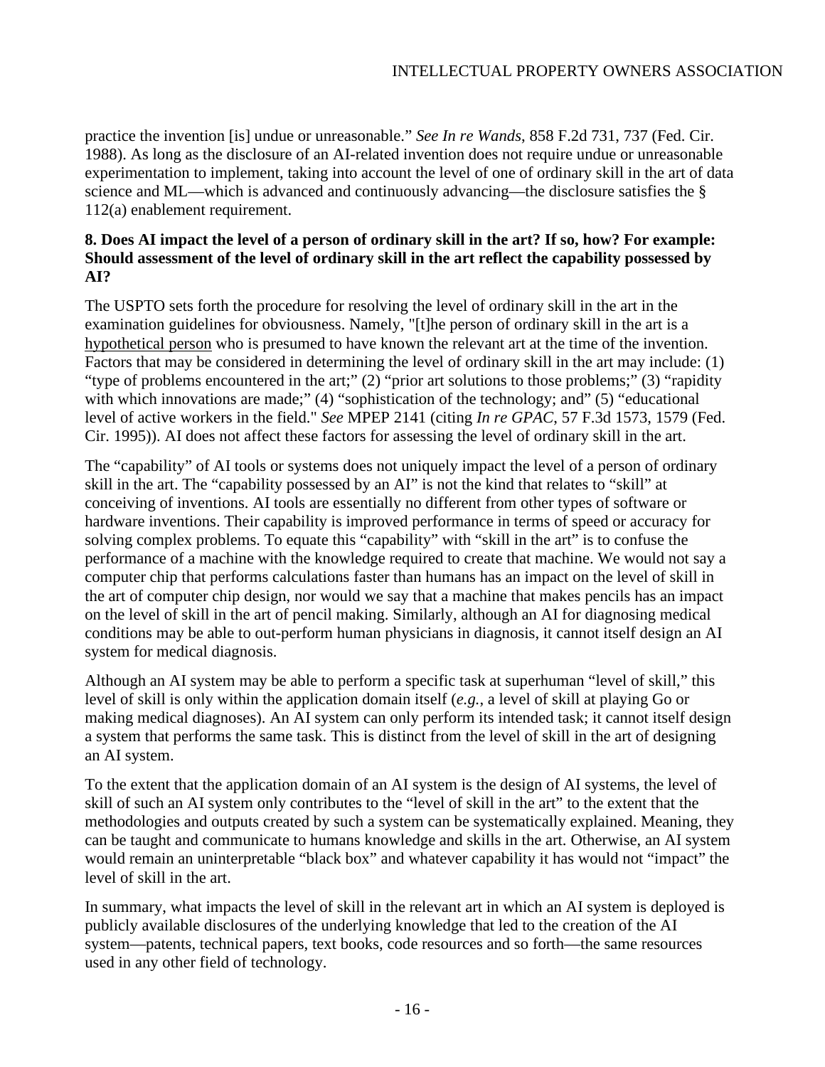practice the invention [is] undue or unreasonable." *See In re Wands*, 858 F.2d 731, 737 (Fed. Cir. 1988). As long as the disclosure of an AI-related invention does not require undue or unreasonable experimentation to implement, taking into account the level of one of ordinary skill in the art of data science and ML—which is advanced and continuously advancing—the disclosure satisfies the § 112(a) enablement requirement.

**8. Does AI impact the level of a person of ordinary skill in the art? If so, how? For example: Should assessment of the level of ordinary skill in the art reflect the capability possessed by AI?**

The USPTO sets forth the procedure for resolving the level of ordinary skill in the art in the examination guidelines for obviousness. Namely, "[t]he person of ordinary skill in the art is a hypothetical person who is presumed to have known the relevant art at the time of the invention. Factors that may be considered in determining the level of ordinary skill in the art may include: (1) "type of problems encountered in the art;" (2) "prior art solutions to those problems;" (3) "rapidity with which innovations are made;" (4) "sophistication of the technology; and" (5) "educational level of active workers in the field." *See* MPEP 2141 (citing *In re GPAC*, 57 F.3d 1573, 1579 (Fed. Cir. 1995)). AI does not affect these factors for assessing the level of ordinary skill in the art.

The "capability" of AI tools or systems does not uniquely impact the level of a person of ordinary skill in the art. The "capability possessed by an AI" is not the kind that relates to "skill" at conceiving of inventions. AI tools are essentially no different from other types of software or hardware inventions. Their capability is improved performance in terms of speed or accuracy for solving complex problems. To equate this "capability" with "skill in the art" is to confuse the performance of a machine with the knowledge required to create that machine. We would not say a computer chip that performs calculations faster than humans has an impact on the level of skill in the art of computer chip design, nor would we say that a machine that makes pencils has an impact on the level of skill in the art of pencil making. Similarly, although an AI for diagnosing medical conditions may be able to out-perform human physicians in diagnosis, it cannot itself design an AI system for medical diagnosis.

Although an AI system may be able to perform a specific task at superhuman "level of skill," this level of skill is only within the application domain itself (*e.g.*, a level of skill at playing Go or making medical diagnoses). An AI system can only perform its intended task; it cannot itself design a system that performs the same task. This is distinct from the level of skill in the art of designing an AI system.

To the extent that the application domain of an AI system is the design of AI systems, the level of skill of such an AI system only contributes to the "level of skill in the art" to the extent that the methodologies and outputs created by such a system can be systematically explained. Meaning, they can be taught and communicate to humans knowledge and skills in the art. Otherwise, an AI system would remain an uninterpretable "black box" and whatever capability it has would not "impact" the level of skill in the art.

In summary, what impacts the level of skill in the relevant art in which an AI system is deployed is publicly available disclosures of the underlying knowledge that led to the creation of the AI system—patents, technical papers, text books, code resources and so forth—the same resources used in any other field of technology.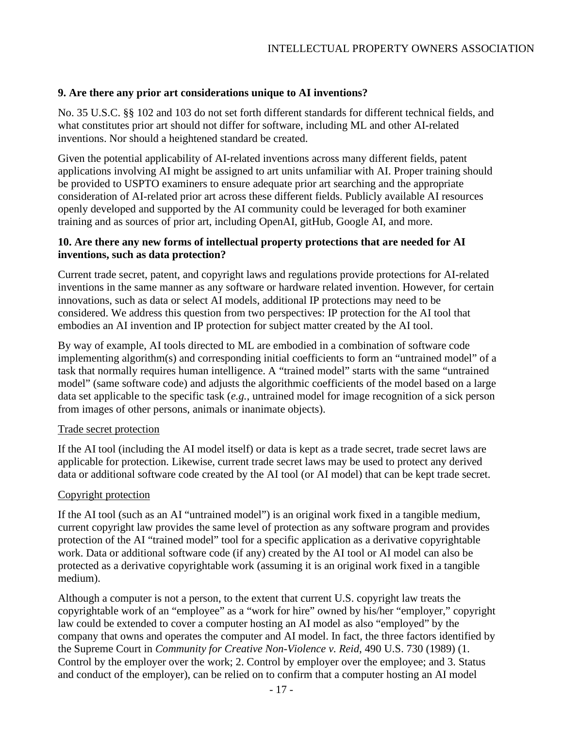**9. Are there any prior art considerations unique to AI inventions?**

No. 35 U.S.C. §§ 102 and 103 do not set forth different standards for different technical fields, and what constitutes prior art should not differ for software, including ML and other AI-related inventions. Nor should a heightened standard be created.

Given the potential applicability of AI-related inventions across many different fields, patent applications involving AI might be assigned to art units unfamiliar with AI. Proper training should be provided to USPTO examiners to ensure adequate prior art searching and the appropriate consideration of AI-related prior art across these different fields. Publicly available AI resources openly developed and supported by the AI community could be leveraged for both examiner training and as sources of prior art, including OpenAI, gitHub, Google AI, and more.

**10. Are there any new forms of intellectual property protections that are needed for AI inventions, such as data protection?**

Current trade secret, patent, and copyright laws and regulations provide protections for AI-related inventions in the same manner as any software or hardware related invention. However, for certain innovations, such as data or select AI models, additional IP protections may need to be considered. We address this question from two perspectives: IP protection for the AI tool that embodies an AI invention and IP protection for subject matter created by the AI tool.

By way of example, AI tools directed to ML are embodied in a combination of software code implementing algorithm(s) and corresponding initial coefficients to form an "untrained model" of a task that normally requires human intelligence. A "trained model" starts with the same "untrained model" (same software code) and adjusts the algorithmic coefficients of the model based on a large data set applicable to the specific task (*e.g.*, untrained model for image recognition of a sick person from images of other persons, animals or inanimate objects).

<u>Trade secret protection</u>

If the AI tool (including the AI model itself) or data is kept as a trade secret, trade secret laws are applicable for protection. Likewise, current trade secret laws may be used to protect any derived data or additional software code created by the AI tool (or AI model) that can be kept trade secret.

<u>Copyright protection</u>

If the AI tool (such as an AI "untrained model") is an original work fixed in a tangible medium, current copyright law provides the same level of protection as any software program and provides protection of the AI "trained model" tool for a specific application as a derivative copyrightable work. Data or additional software code (if any) created by the AI tool or AI model can also be protected as a derivative copyrightable work (assuming it is an original work fixed in a tangible medium).

Although a computer is not a person, to the extent that current U.S. copyright law treats the copyrightable work of an "employee" as a "work for hire" owned by his/her "employer," copyright law could be extended to cover a computer hosting an AI model as also "employed" by the company that owns and operates the computer and AI model. In fact, the three factors identified by the Supreme Court in *Community for Creative Non-Violence v. Reid*, 490 U.S. 730 (1989) (1. Control by the employer over the work; 2. Control by employer over the employee; and 3. Status and conduct of the employer), can be relied on to confirm that a computer hosting an AI model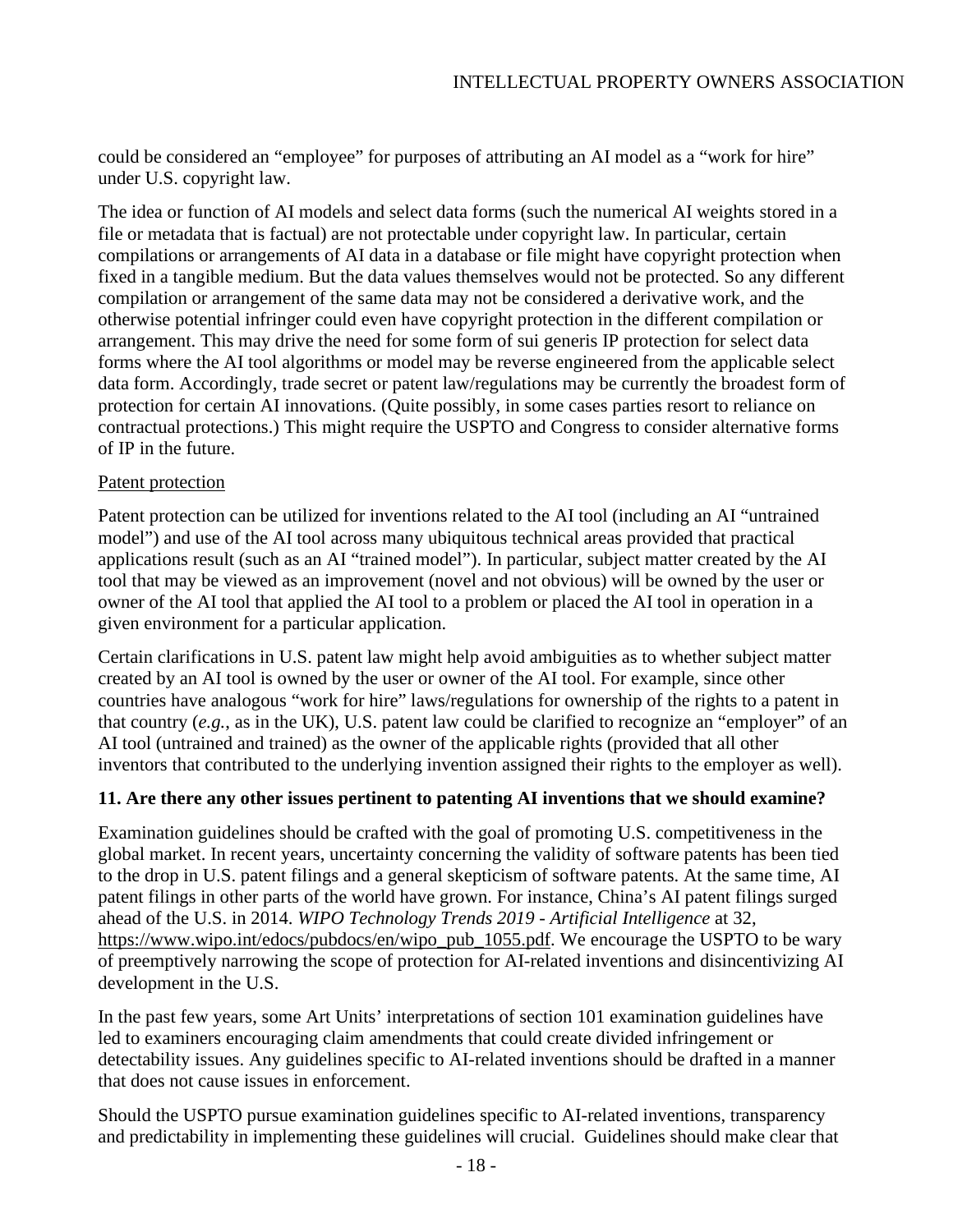could be considered an "employee" for purposes of attributing an AI model as a "work for hire" under U.S. copyright law.

The idea or function of AI models and select data forms (such the numerical AI weights stored in a file or metadata that is factual) are not protectable under copyright law. In particular, certain compilations or arrangements of AI data in a database or file might have copyright protection when fixed in a tangible medium. But the data values themselves would not be protected. So any different compilation or arrangement of the same data may not be considered a derivative work, and the otherwise potential infringer could even have copyright protection in the different compilation or arrangement. This may drive the need for some form of sui generis IP protection for select data forms where the AI tool algorithms or model may be reverse engineered from the applicable select data form. Accordingly, trade secret or patent law/regulations may be currently the broadest form of protection for certain AI innovations. (Quite possibly, in some cases parties resort to reliance on contractual protections.) This might require the USPTO and Congress to consider alternative forms of IP in the future.

Patent protection

Patent protection can be utilized for inventions related to the AI tool (including an AI "untrained model") and use of the AI tool across many ubiquitous technical areas provided that practical applications result (such as an AI "trained model"). In particular, subject matter created by the AI tool that may be viewed as an improvement (novel and not obvious) will be owned by the user or owner of the AI tool that applied the AI tool to a problem or placed the AI tool in operation in a given environment for a particular application.

Certain clarifications in U.S. patent law might help avoid ambiguities as to whether subject matter created by an AI tool is owned by the user or owner of the AI tool. For example, since other countries have analogous "work for hire" laws/regulations for ownership of the rights to a patent in that country (*e.g.*, as in the UK), U.S. patent law could be clarified to recognize an "employer" of an AI tool (untrained and trained) as the owner of the applicable rights (provided that all other inventors that contributed to the underlying invention assigned their rights to the employer as well).

**11. Are there any other issues pertinent to patenting AI inventions that we should examine?**

Examination guidelines should be crafted with the goal of promoting U.S. competitiveness in the global market. In recent years, uncertainty concerning the validity of software patents has been tied to the drop in U.S. patent filings and a general skepticism of software patents. At the same time, AI patent filings in other parts of the world have grown. For instance, China's AI patent filings surged ahead of the U.S. in 2014. *WIPO Technology Trends 2019 - Artificial Intelligence* at 32, https://www.wipo.int/edocs/pubdocs/en/wipo_pub_1055.pdf. We encourage the USPTO to be wary of preemptively narrowing the scope of protection for AI-related inventions and disincentivizing AI development in the U.S.

In the past few years, some Art Units' interpretations of section 101 examination guidelines have led to examiners encouraging claim amendments that could create divided infringement or detectability issues. Any guidelines specific to AI-related inventions should be drafted in a manner that does not cause issues in enforcement.

Should the USPTO pursue examination guidelines specific to AI-related inventions, transparency and predictability in implementing these guidelines will crucial. Guidelines should make clear that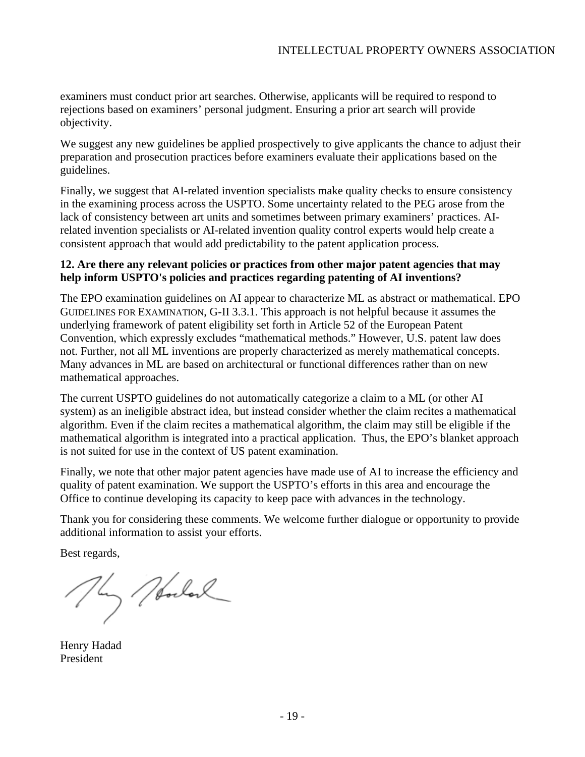examiners must conduct prior art searches. Otherwise, applicants will be required to respond to rejections based on examiners' personal judgment. Ensuring a prior art search will provide objectivity.

We suggest any new guidelines be applied prospectively to give applicants the chance to adjust their preparation and prosecution practices before examiners evaluate their applications based on the guidelines.

Finally, we suggest that AI-related invention specialists make quality checks to ensure consistency in the examining process across the USPTO. Some uncertainty related to the PEG arose from the lack of consistency between art units and sometimes between primary examiners' practices. AI-related invention specialists or AI-related invention quality control experts would help create a consistent approach that would add predictability to the patent application process.

**12. Are there any relevant policies or practices from other major patent agencies that may help inform USPTO's policies and practices regarding patenting of AI inventions?**

The EPO examination guidelines on AI appear to characterize ML as abstract or mathematical. EPO GUIDELINES FOR EXAMINATION, G-II 3.3.1. This approach is not helpful because it assumes the underlying framework of patent eligibility set forth in Article 52 of the European Patent Convention, which expressly excludes "mathematical methods." However, U.S. patent law does not. Further, not all ML inventions are properly characterized as merely mathematical concepts. Many advances in ML are based on architectural or functional differences rather than on new mathematical approaches.

The current USPTO guidelines do not automatically categorize a claim to a ML (or other AI system) as an ineligible abstract idea, but instead consider whether the claim recites a mathematical algorithm. Even if the claim recites a mathematical algorithm, the claim may still be eligible if the mathematical algorithm is integrated into a practical application. Thus, the EPO's blanket approach is not suited for use in the context of US patent examination.

Finally, we note that other major patent agencies have made use of AI to increase the efficiency and quality of patent examination. We support the USPTO's efforts in this area and encourage the Office to continue developing its capacity to keep pace with advances in the technology.

Thank you for considering these comments. We welcome further dialogue or opportunity to provide additional information to assist your efforts.

Best regards,

Henry Hadad
President